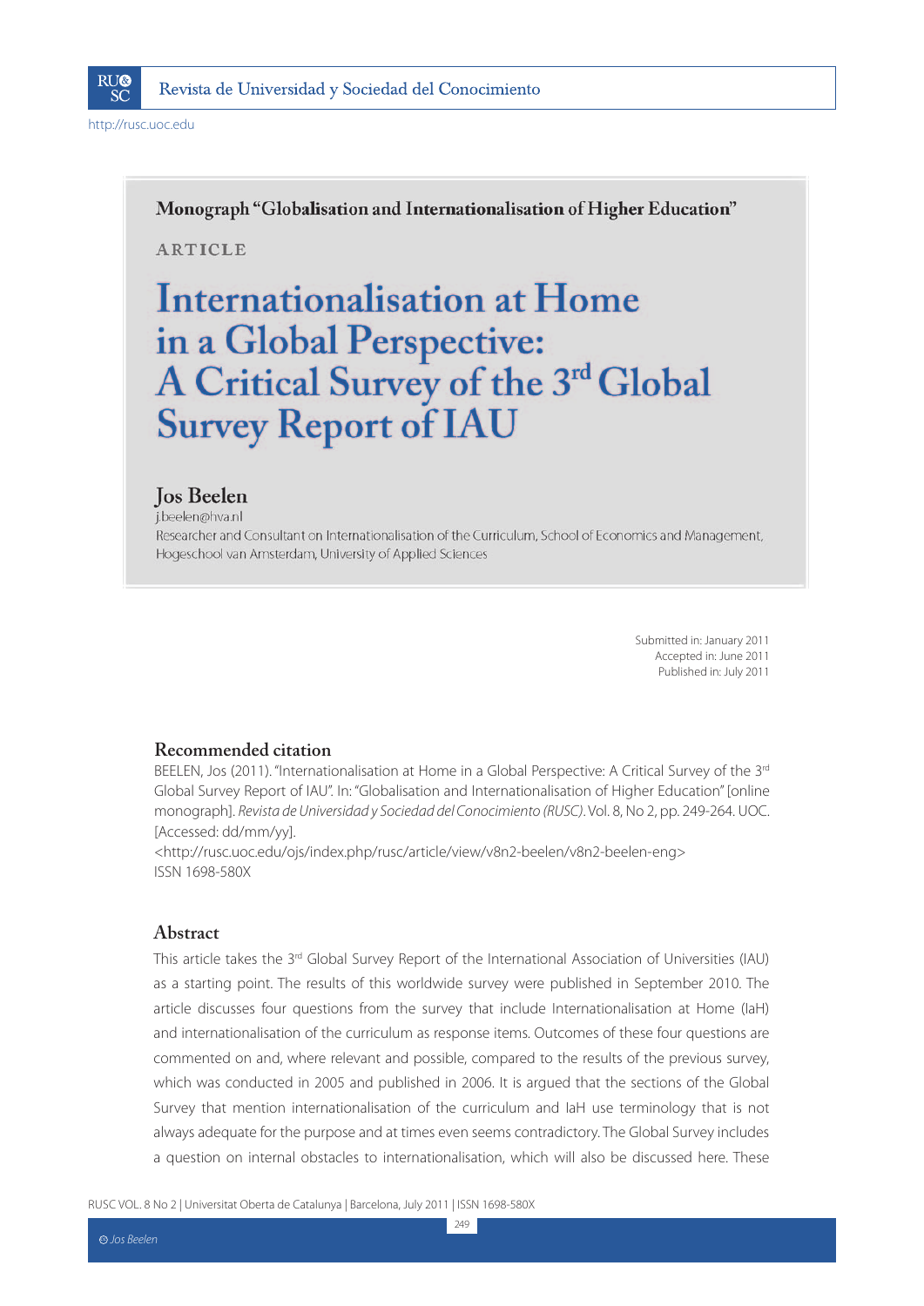Monograph "Globalisation and Internationalisation of Higher Education"

ARTICLE

# Internationalisation at Home in a Global Perspective: A Critical Survey of the 3rd Global Survey Report of IAU

## Jos Beelen

j.beelen@hva.nl

Researcher and Consultant on Internationalisation of the Curriculum, School of Economics and Management, Hogeschool van Amsterdam, University of Applied Sciences

Submitted in: January 2011
Accepted in: June 2011
Published in: July 2011

## Recommended citation

BEELEN, Jos (2011). "Internationalisation at Home in a Global Perspective: A Critical Survey of the 3rd Global Survey Report of IAU". In: "Globalisation and Internationalisation of Higher Education" [online monograph]. *Revista de Universidad y Sociedad del Conocimiento (RUSC)*. Vol. 8, No 2, pp. 249-264. UOC. [Accessed: dd/mm/yy].
<http://rusc.uoc.edu/ojs/index.php/rusc/article/view/v8n2-beelen/v8n2-beelen-eng>
ISSN 1698-580X

## Abstract

This article takes the 3rd Global Survey Report of the International Association of Universities (IAU) as a starting point. The results of this worldwide survey were published in September 2010. The article discusses four questions from the survey that include Internationalisation at Home (IaH) and internationalisation of the curriculum as response items. Outcomes of these four questions are commented on and, where relevant and possible, compared to the results of the previous survey, which was conducted in 2005 and published in 2006. It is argued that the sections of the Global Survey that mention internationalisation of the curriculum and IaH use terminology that is not always adequate for the purpose and at times even seems contradictory. The Global Survey includes a question on internal obstacles to internationalisation, which will also be discussed here. These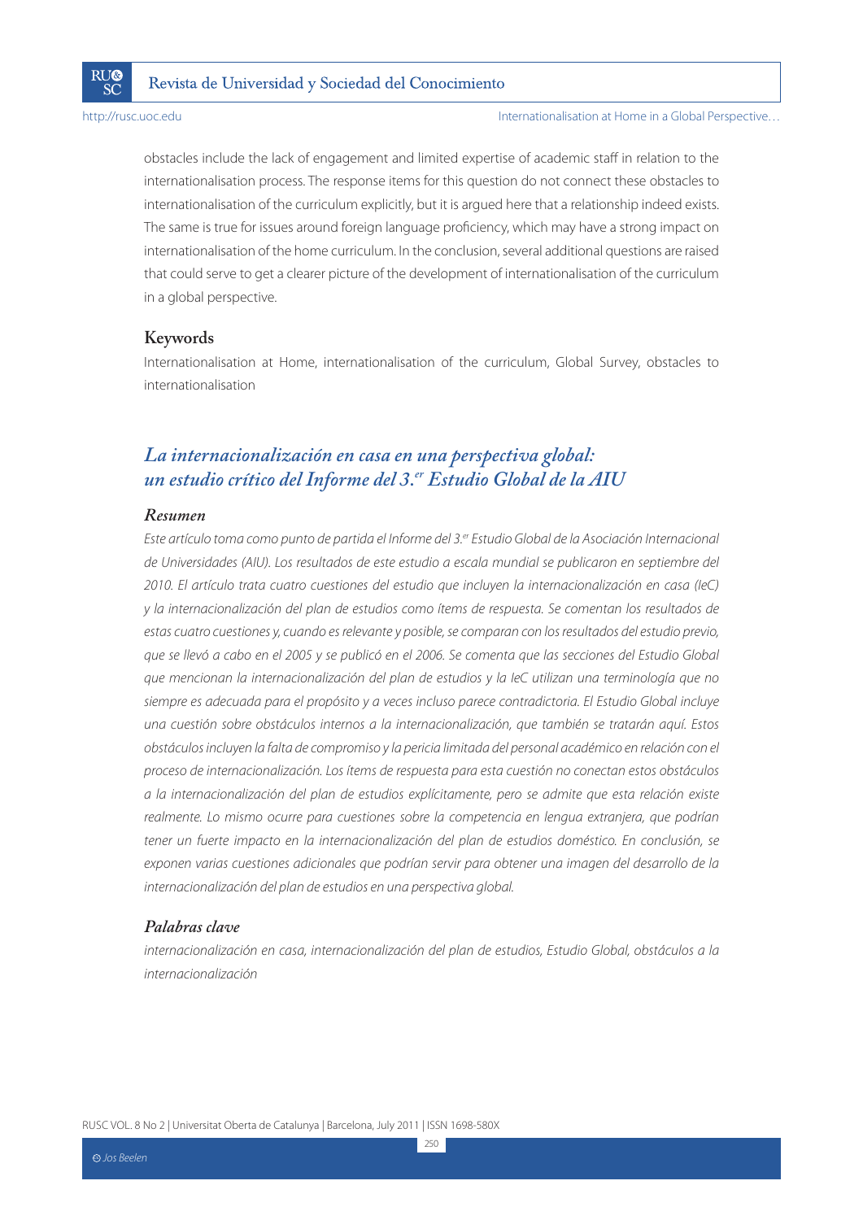obstacles include the lack of engagement and limited expertise of academic staff in relation to the internationalisation process. The response items for this question do not connect these obstacles to internationalisation of the curriculum explicitly, but it is argued here that a relationship indeed exists. The same is true for issues around foreign language proficiency, which may have a strong impact on internationalisation of the home curriculum. In the conclusion, several additional questions are raised that could serve to get a clearer picture of the development of internationalisation of the curriculum in a global perspective.

### Keywords

Internationalisation at Home, internationalisation of the curriculum, Global Survey, obstacles to internationalisation

## *La internacionalización en casa en una perspectiva global: un estudio crítico del Informe del 3.er Estudio Global de la AIU*

### *Resumen*

*Este artículo toma como punto de partida el Informe del 3.er Estudio Global de la Asociación Internacional de Universidades (AIU). Los resultados de este estudio a escala mundial se publicaron en septiembre del 2010. El artículo trata cuatro cuestiones del estudio que incluyen la internacionalización en casa (IeC) y la internacionalización del plan de estudios como ítems de respuesta. Se comentan los resultados de estas cuatro cuestiones y, cuando es relevante y posible, se comparan con los resultados del estudio previo, que se llevó a cabo en el 2005 y se publicó en el 2006. Se comenta que las secciones del Estudio Global que mencionan la internacionalización del plan de estudios y la IeC utilizan una terminología que no siempre es adecuada para el propósito y a veces incluso parece contradictoria. El Estudio Global incluye una cuestión sobre obstáculos internos a la internacionalización, que también se tratarán aquí. Estos obstáculos incluyen la falta de compromiso y la pericia limitada del personal académico en relación con el proceso de internacionalización. Los ítems de respuesta para esta cuestión no conectan estos obstáculos a la internacionalización del plan de estudios explícitamente, pero se admite que esta relación existe realmente. Lo mismo ocurre para cuestiones sobre la competencia en lengua extranjera, que podrían tener un fuerte impacto en la internacionalización del plan de estudios doméstico. En conclusión, se exponen varias cuestiones adicionales que podrían servir para obtener una imagen del desarrollo de la internacionalización del plan de estudios en una perspectiva global.*

### *Palabras clave*

*internacionalización en casa, internacionalización del plan de estudios, Estudio Global, obstáculos a la internacionalización*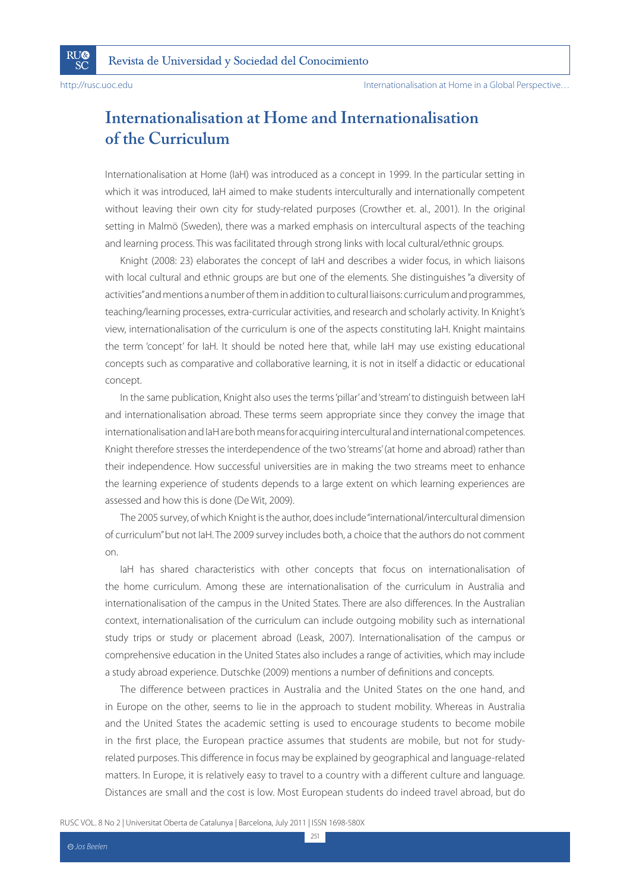# Internationalisation at Home and Internationalisation of the Curriculum

Internationalisation at Home (IaH) was introduced as a concept in 1999. In the particular setting in which it was introduced, IaH aimed to make students interculturally and internationally competent without leaving their own city for study-related purposes (Crowther et. al., 2001). In the original setting in Malmö (Sweden), there was a marked emphasis on intercultural aspects of the teaching and learning process. This was facilitated through strong links with local cultural/ethnic groups.

Knight (2008: 23) elaborates the concept of IaH and describes a wider focus, in which liaisons with local cultural and ethnic groups are but one of the elements. She distinguishes "a diversity of activities" and mentions a number of them in addition to cultural liaisons: curriculum and programmes, teaching/learning processes, extra-curricular activities, and research and scholarly activity. In Knight's view, internationalisation of the curriculum is one of the aspects constituting IaH. Knight maintains the term 'concept' for IaH. It should be noted here that, while IaH may use existing educational concepts such as comparative and collaborative learning, it is not in itself a didactic or educational concept.

In the same publication, Knight also uses the terms 'pillar' and 'stream' to distinguish between IaH and internationalisation abroad. These terms seem appropriate since they convey the image that internationalisation and IaH are both means for acquiring intercultural and international competences. Knight therefore stresses the interdependence of the two 'streams' (at home and abroad) rather than their independence. How successful universities are in making the two streams meet to enhance the learning experience of students depends to a large extent on which learning experiences are assessed and how this is done (De Wit, 2009).

The 2005 survey, of which Knight is the author, does include "international/intercultural dimension of curriculum" but not IaH. The 2009 survey includes both, a choice that the authors do not comment on.

IaH has shared characteristics with other concepts that focus on internationalisation of the home curriculum. Among these are internationalisation of the curriculum in Australia and internationalisation of the campus in the United States. There are also differences. In the Australian context, internationalisation of the curriculum can include outgoing mobility such as international study trips or study or placement abroad (Leask, 2007). Internationalisation of the campus or comprehensive education in the United States also includes a range of activities, which may include a study abroad experience. Dutschke (2009) mentions a number of definitions and concepts.

The difference between practices in Australia and the United States on the one hand, and in Europe on the other, seems to lie in the approach to student mobility. Whereas in Australia and the United States the academic setting is used to encourage students to become mobile in the first place, the European practice assumes that students are mobile, but not for study-related purposes. This difference in focus may be explained by geographical and language-related matters. In Europe, it is relatively easy to travel to a country with a different culture and language. Distances are small and the cost is low. Most European students do indeed travel abroad, but do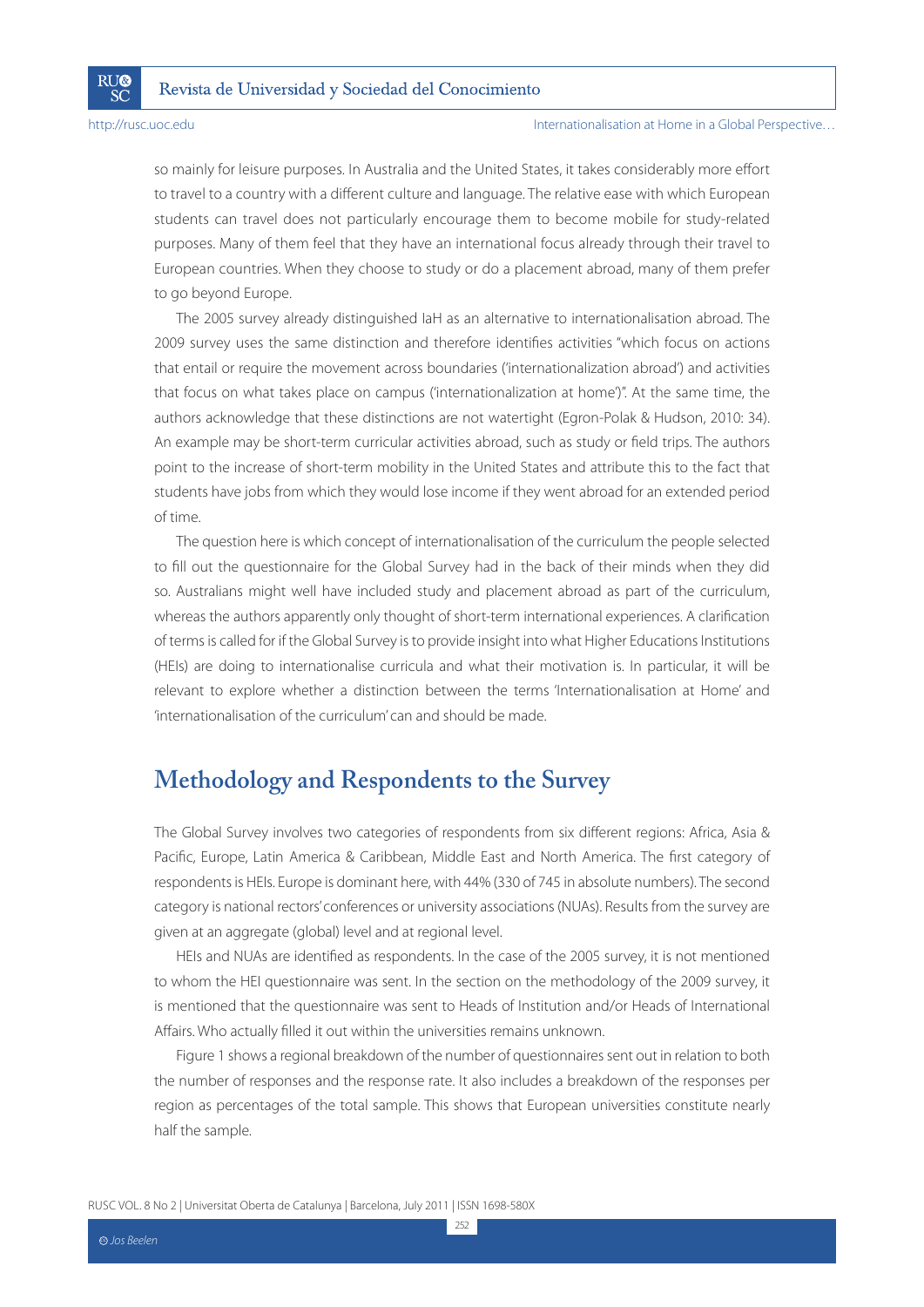so mainly for leisure purposes. In Australia and the United States, it takes considerably more effort to travel to a country with a different culture and language. The relative ease with which European students can travel does not particularly encourage them to become mobile for study-related purposes. Many of them feel that they have an international focus already through their travel to European countries. When they choose to study or do a placement abroad, many of them prefer to go beyond Europe.

The 2005 survey already distinguished IaH as an alternative to internationalisation abroad. The 2009 survey uses the same distinction and therefore identifies activities "which focus on actions that entail or require the movement across boundaries ('internationalization abroad') and activities that focus on what takes place on campus ('internationalization at home')". At the same time, the authors acknowledge that these distinctions are not watertight (Egron-Polak & Hudson, 2010: 34). An example may be short-term curricular activities abroad, such as study or field trips. The authors point to the increase of short-term mobility in the United States and attribute this to the fact that students have jobs from which they would lose income if they went abroad for an extended period of time.

The question here is which concept of internationalisation of the curriculum the people selected to fill out the questionnaire for the Global Survey had in the back of their minds when they did so. Australians might well have included study and placement abroad as part of the curriculum, whereas the authors apparently only thought of short-term international experiences. A clarification of terms is called for if the Global Survey is to provide insight into what Higher Educations Institutions (HEIs) are doing to internationalise curricula and what their motivation is. In particular, it will be relevant to explore whether a distinction between the terms 'Internationalisation at Home' and 'internationalisation of the curriculum' can and should be made.

## Methodology and Respondents to the Survey

The Global Survey involves two categories of respondents from six different regions: Africa, Asia & Pacific, Europe, Latin America & Caribbean, Middle East and North America. The first category of respondents is HEIs. Europe is dominant here, with 44% (330 of 745 in absolute numbers). The second category is national rectors' conferences or university associations (NUAs). Results from the survey are given at an aggregate (global) level and at regional level.

HEIs and NUAs are identified as respondents. In the case of the 2005 survey, it is not mentioned to whom the HEI questionnaire was sent. In the section on the methodology of the 2009 survey, it is mentioned that the questionnaire was sent to Heads of Institution and/or Heads of International Affairs. Who actually filled it out within the universities remains unknown.

Figure 1 shows a regional breakdown of the number of questionnaires sent out in relation to both the number of responses and the response rate. It also includes a breakdown of the responses per region as percentages of the total sample. This shows that European universities constitute nearly half the sample.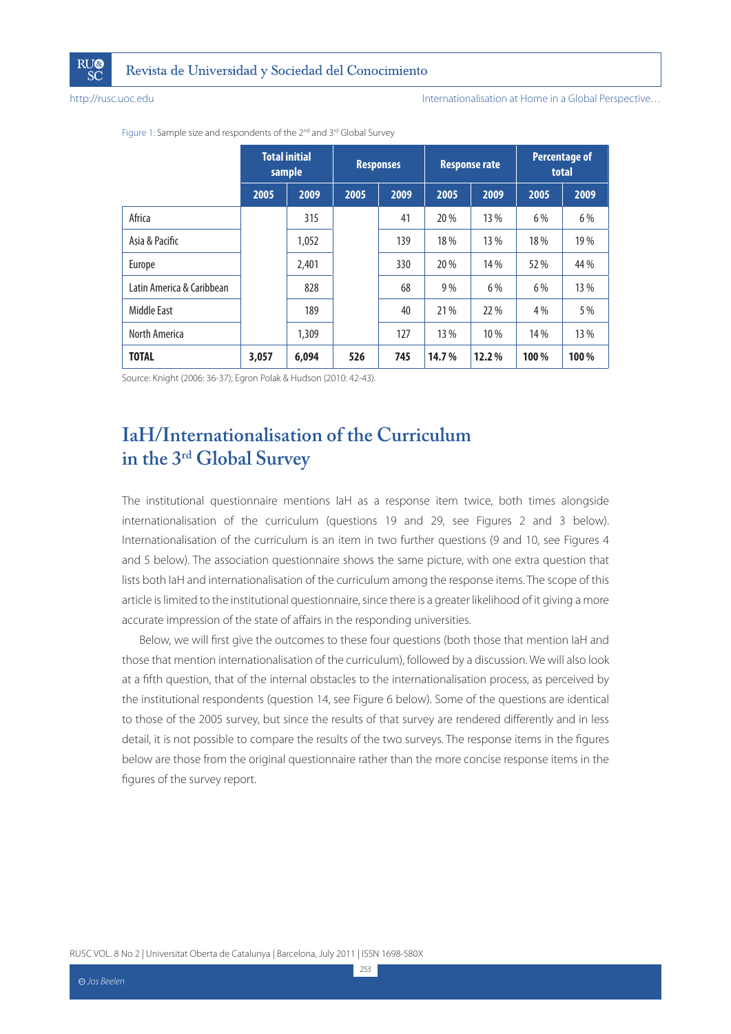Figure 1: Sample size and respondents of the 2nd and 3rd Global Survey

| | Total initial sample | | Responses | | Response rate | | Percentage of total | |
|---|---|---|---|---|---|---|---|---|
| | 2005 | 2009 | 2005 | 2009 | 2005 | 2009 | 2005 | 2009 |
| Africa | | 315 | | 41 | 20 % | 13 % | 6 % | 6 % |
| Asia & Pacific | | 1,052 | | 139 | 18 % | 13 % | 18 % | 19 % |
| Europe | | 2,401 | | 330 | 20 % | 14 % | 52 % | 44 % |
| Latin America & Caribbean | | 828 | | 68 | 9 % | 6 % | 6 % | 13 % |
| Middle East | | 189 | | 40 | 21 % | 22 % | 4 % | 5 % |
| North America | | 1,309 | | 127 | 13 % | 10 % | 14 % | 13 % |
| **TOTAL** | **3,057** | **6,094** | **526** | **745** | **14.7 %** | **12.2 %** | **100 %** | **100 %** |

Source: Knight (2006: 36-37); Egron Polak & Hudson (2010: 42-43).

## IaH/Internationalisation of the Curriculum in the 3rd Global Survey

The institutional questionnaire mentions IaH as a response item twice, both times alongside internationalisation of the curriculum (questions 19 and 29, see Figures 2 and 3 below). Internationalisation of the curriculum is an item in two further questions (9 and 10, see Figures 4 and 5 below). The association questionnaire shows the same picture, with one extra question that lists both IaH and internationalisation of the curriculum among the response items. The scope of this article is limited to the institutional questionnaire, since there is a greater likelihood of it giving a more accurate impression of the state of affairs in the responding universities.

Below, we will first give the outcomes to these four questions (both those that mention IaH and those that mention internationalisation of the curriculum), followed by a discussion. We will also look at a fifth question, that of the internal obstacles to the internationalisation process, as perceived by the institutional respondents (question 14, see Figure 6 below). Some of the questions are identical to those of the 2005 survey, but since the results of that survey are rendered differently and in less detail, it is not possible to compare the results of the two surveys. The response items in the figures below are those from the original questionnaire rather than the more concise response items in the figures of the survey report.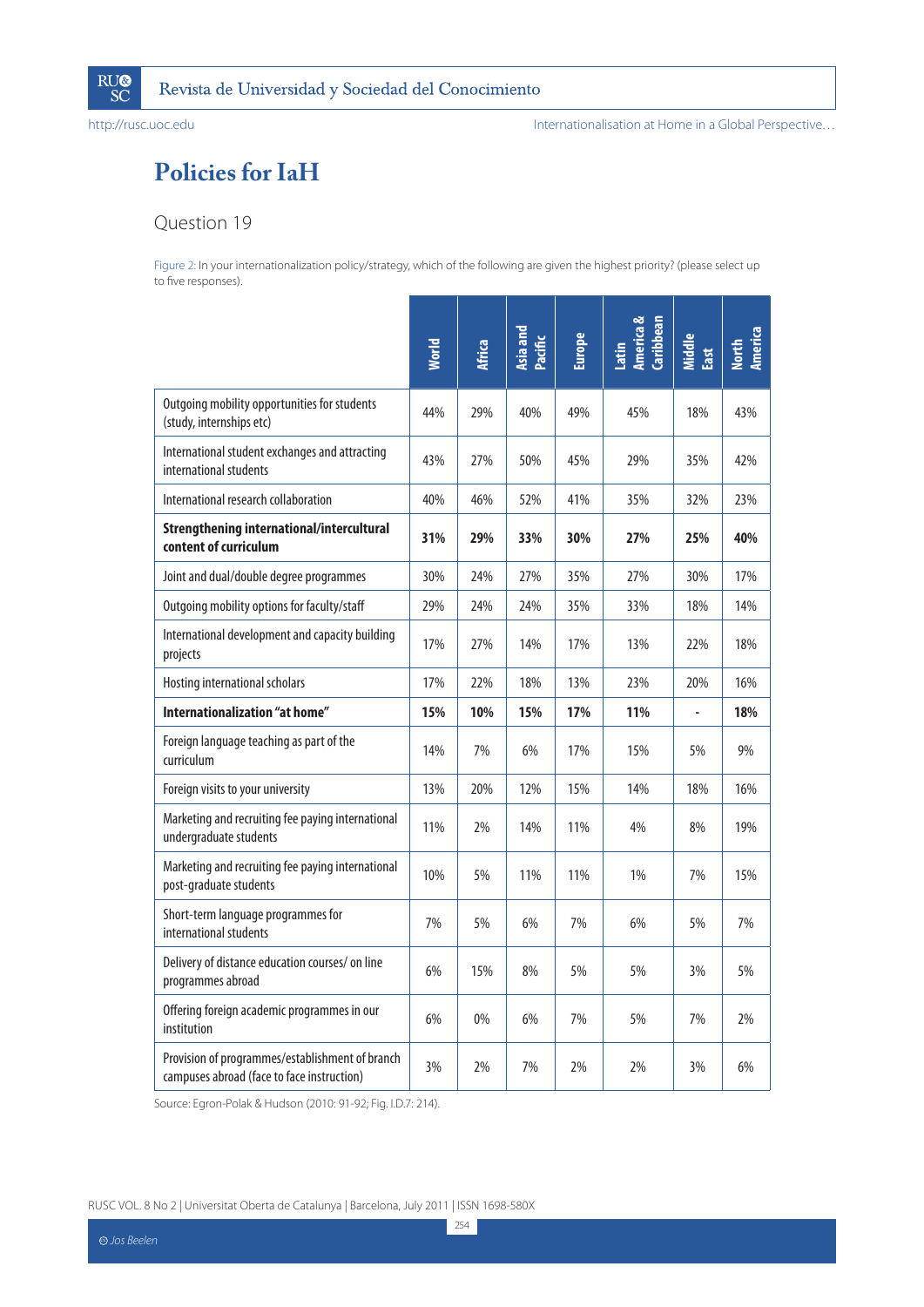# Policies for IaH

## Question 19

Figure 2: In your internationalization policy/strategy, which of the following are given the highest priority? (please select up to five responses).

| | World | Africa | Asia and Pacific | Europe | Latin America & Caribbean | Middle East | North America |
|---|---|---|---|---|---|---|---|
| Outgoing mobility opportunities for students (study, internships etc) | 44% | 29% | 40% | 49% | 45% | 18% | 43% |
| International student exchanges and attracting international students | 43% | 27% | 50% | 45% | 29% | 35% | 42% |
| International research collaboration | 40% | 46% | 52% | 41% | 35% | 32% | 23% |
| **Strengthening international/intercultural content of curriculum** | **31%** | **29%** | **33%** | **30%** | **27%** | **25%** | **40%** |
| Joint and dual/double degree programmes | 30% | 24% | 27% | 35% | 27% | 30% | 17% |
| Outgoing mobility options for faculty/staff | 29% | 24% | 24% | 35% | 33% | 18% | 14% |
| International development and capacity building projects | 17% | 27% | 14% | 17% | 13% | 22% | 18% |
| Hosting international scholars | 17% | 22% | 18% | 13% | 23% | 20% | 16% |
| **Internationalization "at home"** | **15%** | **10%** | **15%** | **17%** | **11%** | **-** | **18%** |
| Foreign language teaching as part of the curriculum | 14% | 7% | 6% | 17% | 15% | 5% | 9% |
| Foreign visits to your university | 13% | 20% | 12% | 15% | 14% | 18% | 16% |
| Marketing and recruiting fee paying international undergraduate students | 11% | 2% | 14% | 11% | 4% | 8% | 19% |
| Marketing and recruiting fee paying international post-graduate students | 10% | 5% | 11% | 11% | 1% | 7% | 15% |
| Short-term language programmes for international students | 7% | 5% | 6% | 7% | 6% | 5% | 7% |
| Delivery of distance education courses/ on line programmes abroad | 6% | 15% | 8% | 5% | 5% | 3% | 5% |
| Offering foreign academic programmes in our institution | 6% | 0% | 6% | 7% | 5% | 7% | 2% |
| Provision of programmes/establishment of branch campuses abroad (face to face instruction) | 3% | 2% | 7% | 2% | 2% | 3% | 6% |

Source: Egron-Polak & Hudson (2010: 91-92; Fig. I.D.7: 214).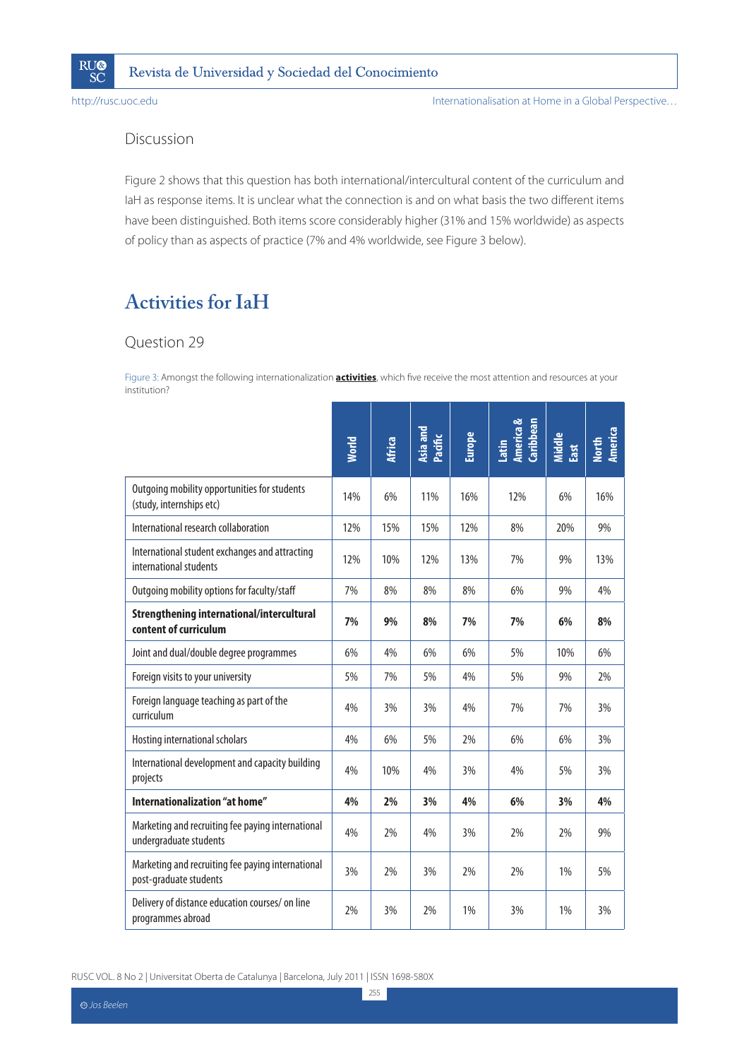### Discussion

Figure 2 shows that this question has both international/intercultural content of the curriculum and IaH as response items. It is unclear what the connection is and on what basis the two different items have been distinguished. Both items score considerably higher (31% and 15% worldwide) as aspects of policy than as aspects of practice (7% and 4% worldwide, see Figure 3 below).

## Activities for IaH

### Question 29

Figure 3: Amongst the following internationalization **activities**, which five receive the most attention and resources at your institution?

| | World | Africa | Asia and Pacific | Europe | Latin America & Caribbean | Middle East | North America |
|---|---|---|---|---|---|---|---|
| Outgoing mobility opportunities for students (study, internships etc) | 14% | 6% | 11% | 16% | 12% | 6% | 16% |
| International research collaboration | 12% | 15% | 15% | 12% | 8% | 20% | 9% |
| International student exchanges and attracting international students | 12% | 10% | 12% | 13% | 7% | 9% | 13% |
| Outgoing mobility options for faculty/staff | 7% | 8% | 8% | 8% | 6% | 9% | 4% |
| **Strengthening international/intercultural content of curriculum** | **7%** | **9%** | **8%** | **7%** | **7%** | **6%** | **8%** |
| Joint and dual/double degree programmes | 6% | 4% | 6% | 6% | 5% | 10% | 6% |
| Foreign visits to your university | 5% | 7% | 5% | 4% | 5% | 9% | 2% |
| Foreign language teaching as part of the curriculum | 4% | 3% | 3% | 4% | 7% | 7% | 3% |
| Hosting international scholars | 4% | 6% | 5% | 2% | 6% | 6% | 3% |
| International development and capacity building projects | 4% | 10% | 4% | 3% | 4% | 5% | 3% |
| **Internationalization "at home"** | **4%** | **2%** | **3%** | **4%** | **6%** | **3%** | **4%** |
| Marketing and recruiting fee paying international undergraduate students | 4% | 2% | 4% | 3% | 2% | 2% | 9% |
| Marketing and recruiting fee paying international post-graduate students | 3% | 2% | 3% | 2% | 2% | 1% | 5% |
| Delivery of distance education courses/ on line programmes abroad | 2% | 3% | 2% | 1% | 3% | 1% | 3% |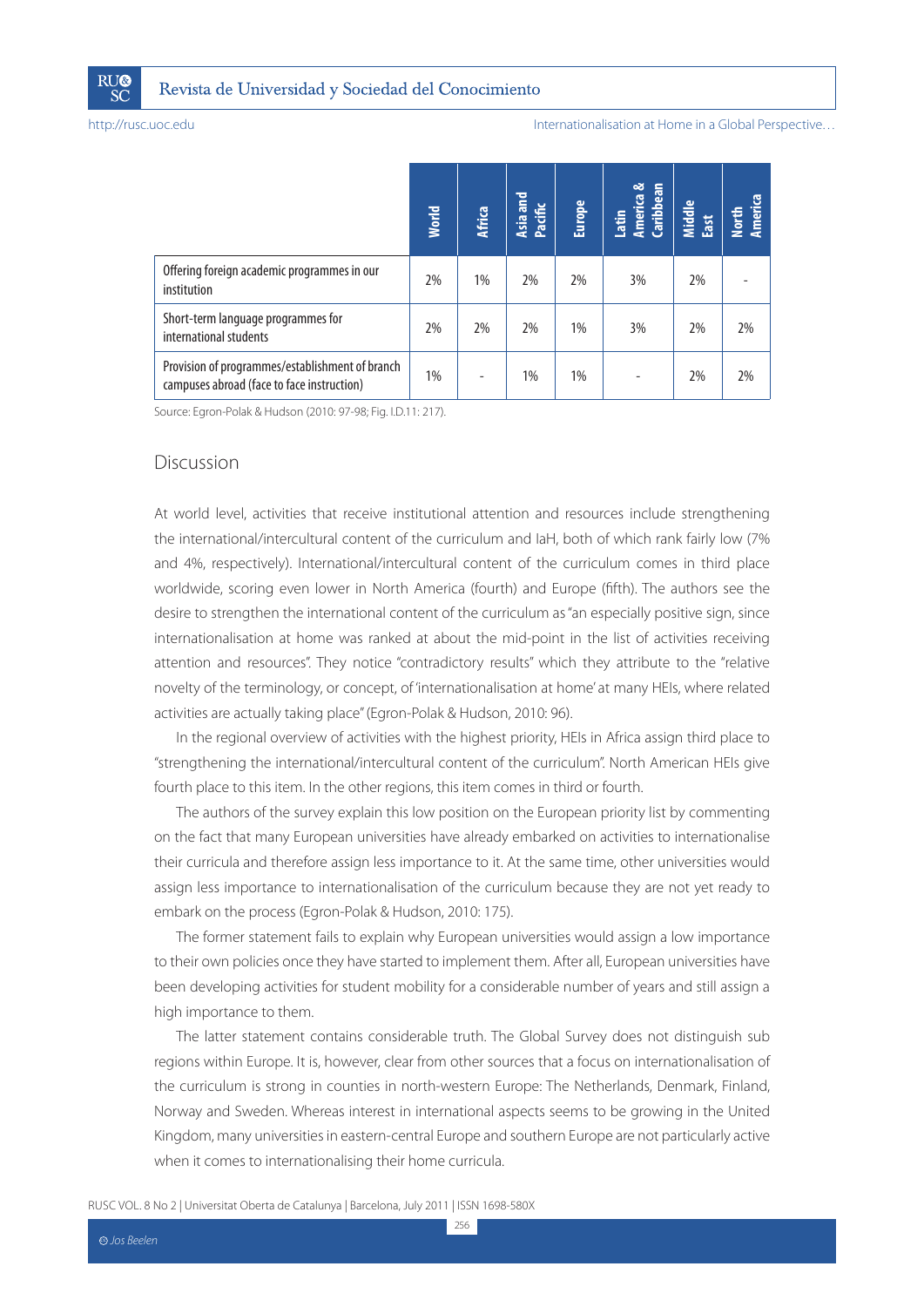| | World | Africa | Asia and Pacific | Europe | Latin America & Caribbean | Middle East | North America |
|---|---|---|---|---|---|---|---|
| Offering foreign academic programmes in our institution | 2% | 1% | 2% | 2% | 3% | 2% | - |
| Short-term language programmes for international students | 2% | 2% | 2% | 1% | 3% | 2% | 2% |
| Provision of programmes/establishment of branch campuses abroad (face to face instruction) | 1% | - | 1% | 1% | - | 2% | 2% |

Source: Egron-Polak & Hudson (2010: 97-98; Fig. I.D.11: 217).

## Discussion

At world level, activities that receive institutional attention and resources include strengthening the international/intercultural content of the curriculum and IaH, both of which rank fairly low (7% and 4%, respectively). International/intercultural content of the curriculum comes in third place worldwide, scoring even lower in North America (fourth) and Europe (fifth). The authors see the desire to strengthen the international content of the curriculum as "an especially positive sign, since internationalisation at home was ranked at about the mid-point in the list of activities receiving attention and resources". They notice "contradictory results" which they attribute to the "relative novelty of the terminology, or concept, of 'internationalisation at home' at many HEIs, where related activities are actually taking place" (Egron-Polak & Hudson, 2010: 96).

In the regional overview of activities with the highest priority, HEIs in Africa assign third place to "strengthening the international/intercultural content of the curriculum". North American HEIs give fourth place to this item. In the other regions, this item comes in third or fourth.

The authors of the survey explain this low position on the European priority list by commenting on the fact that many European universities have already embarked on activities to internationalise their curricula and therefore assign less importance to it. At the same time, other universities would assign less importance to internationalisation of the curriculum because they are not yet ready to embark on the process (Egron-Polak & Hudson, 2010: 175).

The former statement fails to explain why European universities would assign a low importance to their own policies once they have started to implement them. After all, European universities have been developing activities for student mobility for a considerable number of years and still assign a high importance to them.

The latter statement contains considerable truth. The Global Survey does not distinguish sub regions within Europe. It is, however, clear from other sources that a focus on internationalisation of the curriculum is strong in counties in north-western Europe: The Netherlands, Denmark, Finland, Norway and Sweden. Whereas interest in international aspects seems to be growing in the United Kingdom, many universities in eastern-central Europe and southern Europe are not particularly active when it comes to internationalising their home curricula.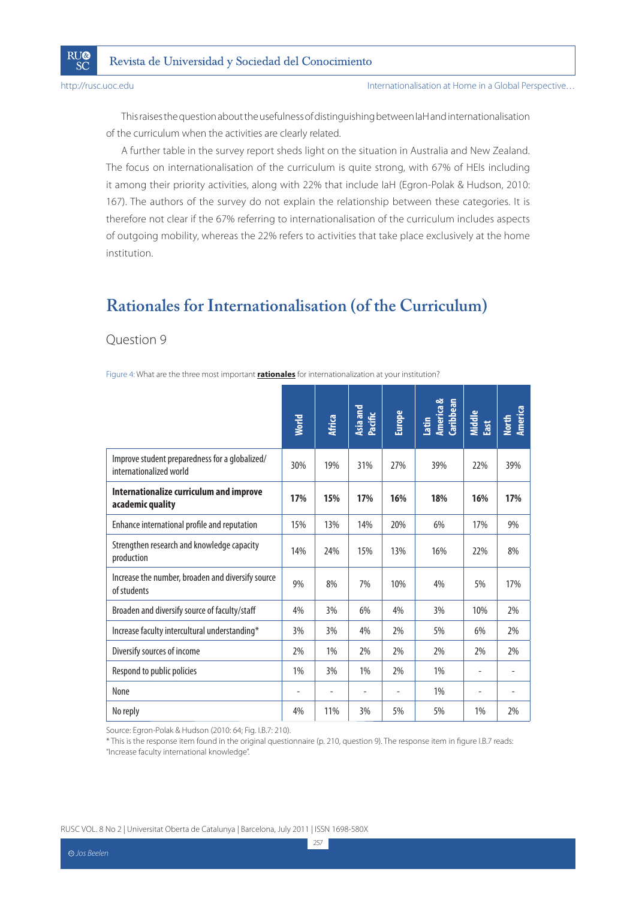This raises the question about the usefulness of distinguishing between IaH and internationalisation of the curriculum when the activities are clearly related.

A further table in the survey report sheds light on the situation in Australia and New Zealand. The focus on internationalisation of the curriculum is quite strong, with 67% of HEIs including it among their priority activities, along with 22% that include IaH (Egron-Polak & Hudson, 2010: 167). The authors of the survey do not explain the relationship between these categories. It is therefore not clear if the 67% referring to internationalisation of the curriculum includes aspects of outgoing mobility, whereas the 22% refers to activities that take place exclusively at the home institution.

## Rationales for Internationalisation (of the Curriculum)

### Question 9

Figure 4: What are the three most important **rationales** for internationalization at your institution?

| | World | Africa | Asia and Pacific | Europe | Latin America & Caribbean | Middle East | North America |
|---|---|---|---|---|---|---|---|
| Improve student preparedness for a globalized/ internationalized world | 30% | 19% | 31% | 27% | 39% | 22% | 39% |
| **Internationalize curriculum and improve academic quality** | **17%** | **15%** | **17%** | **16%** | **18%** | **16%** | **17%** |
| Enhance international profile and reputation | 15% | 13% | 14% | 20% | 6% | 17% | 9% |
| Strengthen research and knowledge capacity production | 14% | 24% | 15% | 13% | 16% | 22% | 8% |
| Increase the number, broaden and diversify source of students | 9% | 8% | 7% | 10% | 4% | 5% | 17% |
| Broaden and diversify source of faculty/staff | 4% | 3% | 6% | 4% | 3% | 10% | 2% |
| Increase faculty intercultural understanding* | 3% | 3% | 4% | 2% | 5% | 6% | 2% |
| Diversify sources of income | 2% | 1% | 2% | 2% | 2% | 2% | 2% |
| Respond to public policies | 1% | 3% | 1% | 2% | 1% | - | - |
| None | - | - | - | - | 1% | - | - |
| No reply | 4% | 11% | 3% | 5% | 5% | 1% | 2% |

Source: Egron-Polak & Hudson (2010: 64; Fig. I.B.7: 210).

* This is the response item found in the original questionnaire (p. 210, question 9). The response item in figure I.B.7 reads: "Increase faculty international knowledge".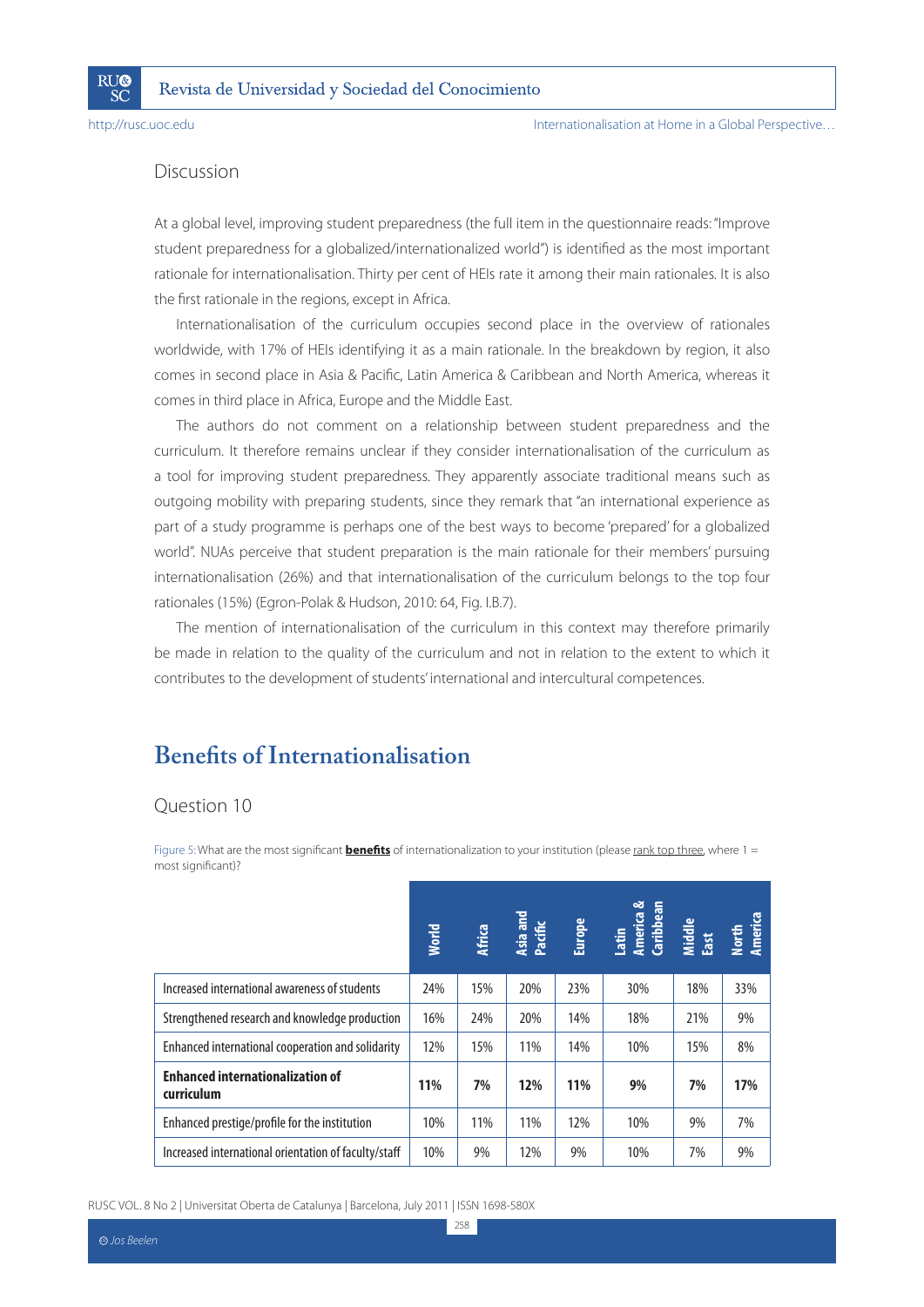### Discussion

At a global level, improving student preparedness (the full item in the questionnaire reads: "Improve student preparedness for a globalized/internationalized world") is identified as the most important rationale for internationalisation. Thirty per cent of HEIs rate it among their main rationales. It is also the first rationale in the regions, except in Africa.

Internationalisation of the curriculum occupies second place in the overview of rationales worldwide, with 17% of HEIs identifying it as a main rationale. In the breakdown by region, it also comes in second place in Asia & Pacific, Latin America & Caribbean and North America, whereas it comes in third place in Africa, Europe and the Middle East.

The authors do not comment on a relationship between student preparedness and the curriculum. It therefore remains unclear if they consider internationalisation of the curriculum as a tool for improving student preparedness. They apparently associate traditional means such as outgoing mobility with preparing students, since they remark that "an international experience as part of a study programme is perhaps one of the best ways to become 'prepared' for a globalized world". NUAs perceive that student preparation is the main rationale for their members' pursuing internationalisation (26%) and that internationalisation of the curriculum belongs to the top four rationales (15%) (Egron-Polak & Hudson, 2010: 64, Fig. I.B.7).

The mention of internationalisation of the curriculum in this context may therefore primarily be made in relation to the quality of the curriculum and not in relation to the extent to which it contributes to the development of students' international and intercultural competences.

## Benefits of Internationalisation

### Question 10

Figure 5: What are the most significant **benefits** of internationalization to your institution (please rank top three, where 1 = most significant)?

| | World | Africa | Asia and Pacific | Europe | Latin America & Caribbean | Middle East | North America |
|---|---|---|---|---|---|---|---|
| Increased international awareness of students | 24% | 15% | 20% | 23% | 30% | 18% | 33% |
| Strengthened research and knowledge production | 16% | 24% | 20% | 14% | 18% | 21% | 9% |
| Enhanced international cooperation and solidarity | 12% | 15% | 11% | 14% | 10% | 15% | 8% |
| **Enhanced internationalization of curriculum** | **11%** | **7%** | **12%** | **11%** | **9%** | **7%** | **17%** |
| Enhanced prestige/profile for the institution | 10% | 11% | 11% | 12% | 10% | 9% | 7% |
| Increased international orientation of faculty/staff | 10% | 9% | 12% | 9% | 10% | 7% | 9% |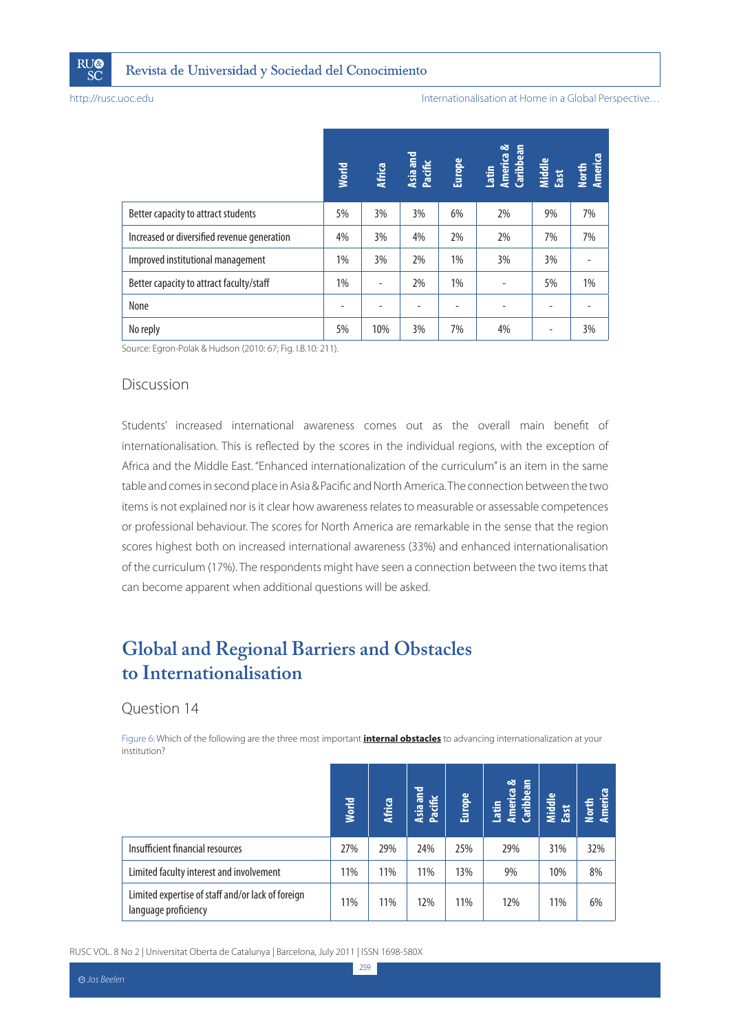| | World | Africa | Asia and Pacific | Europe | Latin America & Caribbean | Middle East | North America |
|---|---|---|---|---|---|---|---|
| Better capacity to attract students | 5% | 3% | 3% | 6% | 2% | 9% | 7% |
| Increased or diversified revenue generation | 4% | 3% | 4% | 2% | 2% | 7% | 7% |
| Improved institutional management | 1% | 3% | 2% | 1% | 3% | 3% | - |
| Better capacity to attract faculty/staff | 1% | - | 2% | 1% | - | 5% | 1% |
| None | - | - | - | - | - | - | - |
| No reply | 5% | 10% | 3% | 7% | 4% | - | 3% |

Source: Egron-Polak & Hudson (2010: 67; Fig. I.B.10: 211).

### Discussion

Students' increased international awareness comes out as the overall main benefit of internationalisation. This is reflected by the scores in the individual regions, with the exception of Africa and the Middle East. "Enhanced internationalization of the curriculum" is an item in the same table and comes in second place in Asia & Pacific and North America. The connection between the two items is not explained nor is it clear how awareness relates to measurable or assessable competences or professional behaviour. The scores for North America are remarkable in the sense that the region scores highest both on increased international awareness (33%) and enhanced internationalisation of the curriculum (17%). The respondents might have seen a connection between the two items that can become apparent when additional questions will be asked.

## Global and Regional Barriers and Obstacles to Internationalisation

### Question 14

Figure 6: Which of the following are the three most important **internal obstacles** to advancing internationalization at your institution?

| | World | Africa | Asia and Pacific | Europe | Latin America & Caribbean | Middle East | North America |
|---|---|---|---|---|---|---|---|
| Insufficient financial resources | 27% | 29% | 24% | 25% | 29% | 31% | 32% |
| Limited faculty interest and involvement | 11% | 11% | 11% | 13% | 9% | 10% | 8% |
| Limited expertise of staff and/or lack of foreign language proficiency | 11% | 11% | 12% | 11% | 12% | 11% | 6% |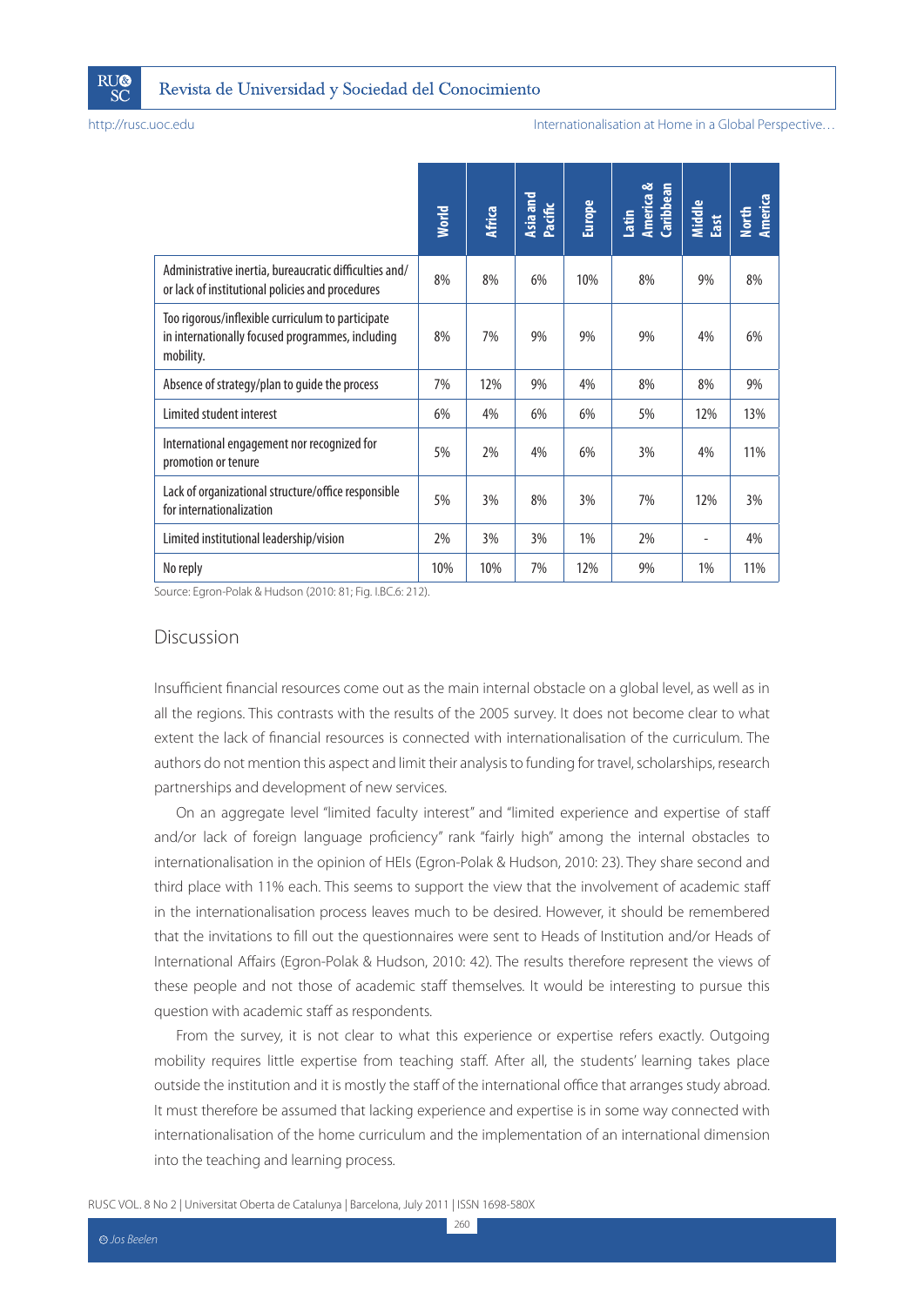| | World | Africa | Asia and Pacific | Europe | Latin America & Caribbean | Middle East | North America |
|---|---|---|---|---|---|---|---|
| Administrative inertia, bureaucratic difficulties and/or lack of institutional policies and procedures | 8% | 8% | 6% | 10% | 8% | 9% | 8% |
| Too rigorous/inflexible curriculum to participate in internationally focused programmes, including mobility. | 8% | 7% | 9% | 9% | 9% | 4% | 6% |
| Absence of strategy/plan to guide the process | 7% | 12% | 9% | 4% | 8% | 8% | 9% |
| Limited student interest | 6% | 4% | 6% | 6% | 5% | 12% | 13% |
| International engagement nor recognized for promotion or tenure | 5% | 2% | 4% | 6% | 3% | 4% | 11% |
| Lack of organizational structure/office responsible for internationalization | 5% | 3% | 8% | 3% | 7% | 12% | 3% |
| Limited institutional leadership/vision | 2% | 3% | 3% | 1% | 2% | - | 4% |
| No reply | 10% | 10% | 7% | 12% | 9% | 1% | 11% |

Source: Egron-Polak & Hudson (2010: 81; Fig. I.BC.6: 212).

## Discussion

Insufficient financial resources come out as the main internal obstacle on a global level, as well as in all the regions. This contrasts with the results of the 2005 survey. It does not become clear to what extent the lack of financial resources is connected with internationalisation of the curriculum. The authors do not mention this aspect and limit their analysis to funding for travel, scholarships, research partnerships and development of new services.

On an aggregate level "limited faculty interest" and "limited experience and expertise of staff and/or lack of foreign language proficiency" rank "fairly high" among the internal obstacles to internationalisation in the opinion of HEIs (Egron-Polak & Hudson, 2010: 23). They share second and third place with 11% each. This seems to support the view that the involvement of academic staff in the internationalisation process leaves much to be desired. However, it should be remembered that the invitations to fill out the questionnaires were sent to Heads of Institution and/or Heads of International Affairs (Egron-Polak & Hudson, 2010: 42). The results therefore represent the views of these people and not those of academic staff themselves. It would be interesting to pursue this question with academic staff as respondents.

From the survey, it is not clear to what this experience or expertise refers exactly. Outgoing mobility requires little expertise from teaching staff. After all, the students' learning takes place outside the institution and it is mostly the staff of the international office that arranges study abroad. It must therefore be assumed that lacking experience and expertise is in some way connected with internationalisation of the home curriculum and the implementation of an international dimension into the teaching and learning process.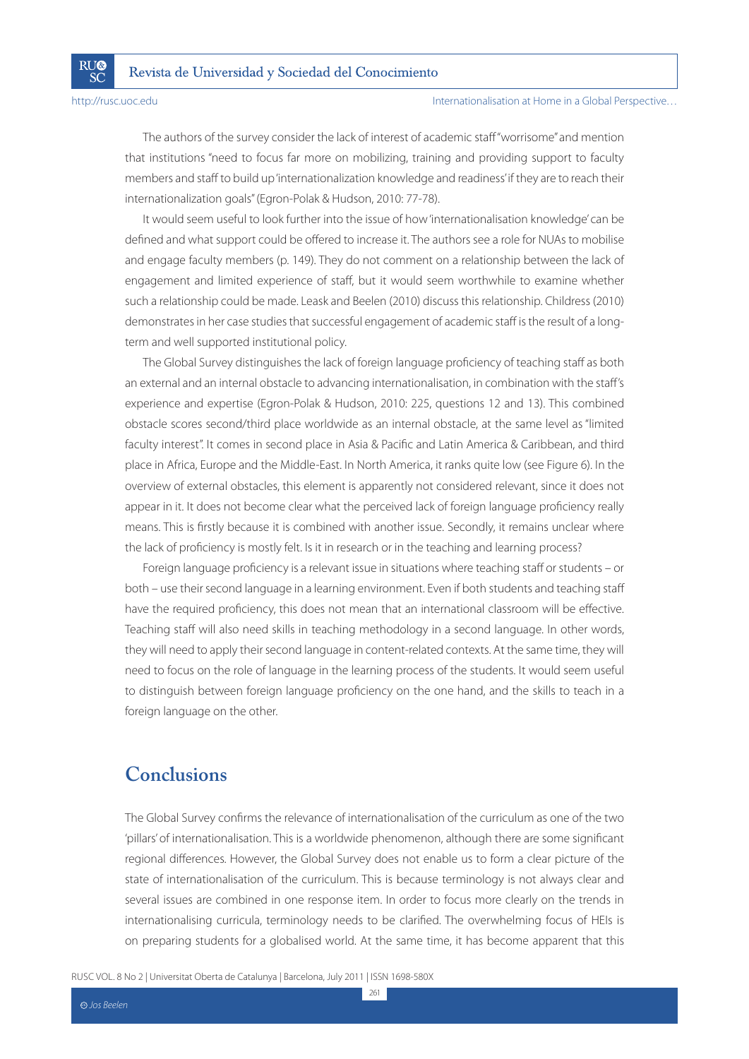The authors of the survey consider the lack of interest of academic staff "worrisome" and mention that institutions "need to focus far more on mobilizing, training and providing support to faculty members and staff to build up 'internationalization knowledge and readiness' if they are to reach their internationalization goals" (Egron-Polak & Hudson, 2010: 77-78).

It would seem useful to look further into the issue of how 'internationalisation knowledge' can be defined and what support could be offered to increase it. The authors see a role for NUAs to mobilise and engage faculty members (p. 149). They do not comment on a relationship between the lack of engagement and limited experience of staff, but it would seem worthwhile to examine whether such a relationship could be made. Leask and Beelen (2010) discuss this relationship. Childress (2010) demonstrates in her case studies that successful engagement of academic staff is the result of a long-term and well supported institutional policy.

The Global Survey distinguishes the lack of foreign language proficiency of teaching staff as both an external and an internal obstacle to advancing internationalisation, in combination with the staff's experience and expertise (Egron-Polak & Hudson, 2010: 225, questions 12 and 13). This combined obstacle scores second/third place worldwide as an internal obstacle, at the same level as "limited faculty interest". It comes in second place in Asia & Pacific and Latin America & Caribbean, and third place in Africa, Europe and the Middle-East. In North America, it ranks quite low (see Figure 6). In the overview of external obstacles, this element is apparently not considered relevant, since it does not appear in it. It does not become clear what the perceived lack of foreign language proficiency really means. This is firstly because it is combined with another issue. Secondly, it remains unclear where the lack of proficiency is mostly felt. Is it in research or in the teaching and learning process?

Foreign language proficiency is a relevant issue in situations where teaching staff or students – or both – use their second language in a learning environment. Even if both students and teaching staff have the required proficiency, this does not mean that an international classroom will be effective. Teaching staff will also need skills in teaching methodology in a second language. In other words, they will need to apply their second language in content-related contexts. At the same time, they will need to focus on the role of language in the learning process of the students. It would seem useful to distinguish between foreign language proficiency on the one hand, and the skills to teach in a foreign language on the other.

## Conclusions

The Global Survey confirms the relevance of internationalisation of the curriculum as one of the two 'pillars' of internationalisation. This is a worldwide phenomenon, although there are some significant regional differences. However, the Global Survey does not enable us to form a clear picture of the state of internationalisation of the curriculum. This is because terminology is not always clear and several issues are combined in one response item. In order to focus more clearly on the trends in internationalising curricula, terminology needs to be clarified. The overwhelming focus of HEIs is on preparing students for a globalised world. At the same time, it has become apparent that this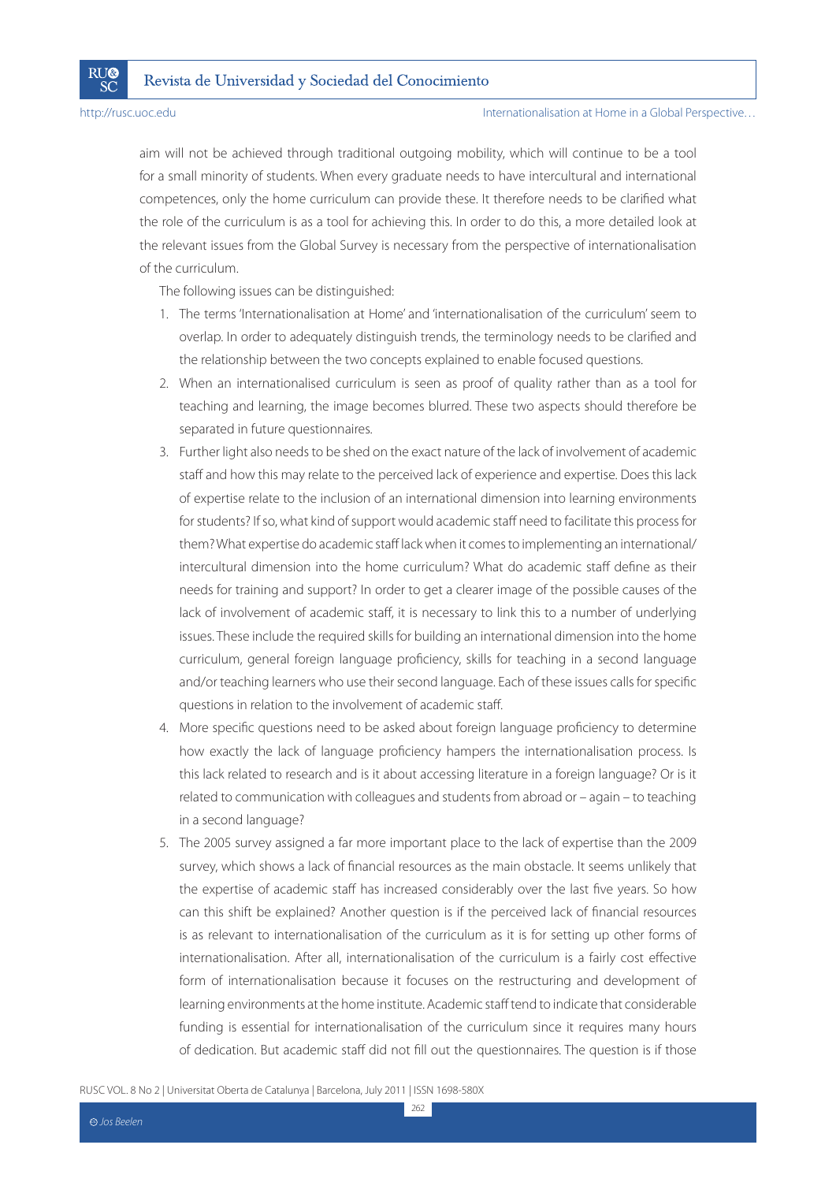aim will not be achieved through traditional outgoing mobility, which will continue to be a tool for a small minority of students. When every graduate needs to have intercultural and international competences, only the home curriculum can provide these. It therefore needs to be clarified what the role of the curriculum is as a tool for achieving this. In order to do this, a more detailed look at the relevant issues from the Global Survey is necessary from the perspective of internationalisation of the curriculum.

The following issues can be distinguished:

1. The terms 'Internationalisation at Home' and 'internationalisation of the curriculum' seem to overlap. In order to adequately distinguish trends, the terminology needs to be clarified and the relationship between the two concepts explained to enable focused questions.
2. When an internationalised curriculum is seen as proof of quality rather than as a tool for teaching and learning, the image becomes blurred. These two aspects should therefore be separated in future questionnaires.
3. Further light also needs to be shed on the exact nature of the lack of involvement of academic staff and how this may relate to the perceived lack of experience and expertise. Does this lack of expertise relate to the inclusion of an international dimension into learning environments for students? If so, what kind of support would academic staff need to facilitate this process for them? What expertise do academic staff lack when it comes to implementing an international/intercultural dimension into the home curriculum? What do academic staff define as their needs for training and support? In order to get a clearer image of the possible causes of the lack of involvement of academic staff, it is necessary to link this to a number of underlying issues. These include the required skills for building an international dimension into the home curriculum, general foreign language proficiency, skills for teaching in a second language and/or teaching learners who use their second language. Each of these issues calls for specific questions in relation to the involvement of academic staff.
4. More specific questions need to be asked about foreign language proficiency to determine how exactly the lack of language proficiency hampers the internationalisation process. Is this lack related to research and is it about accessing literature in a foreign language? Or is it related to communication with colleagues and students from abroad or – again – to teaching in a second language?
5. The 2005 survey assigned a far more important place to the lack of expertise than the 2009 survey, which shows a lack of financial resources as the main obstacle. It seems unlikely that the expertise of academic staff has increased considerably over the last five years. So how can this shift be explained? Another question is if the perceived lack of financial resources is as relevant to internationalisation of the curriculum as it is for setting up other forms of internationalisation. After all, internationalisation of the curriculum is a fairly cost effective form of internationalisation because it focuses on the restructuring and development of learning environments at the home institute. Academic staff tend to indicate that considerable funding is essential for internationalisation of the curriculum since it requires many hours of dedication. But academic staff did not fill out the questionnaires. The question is if those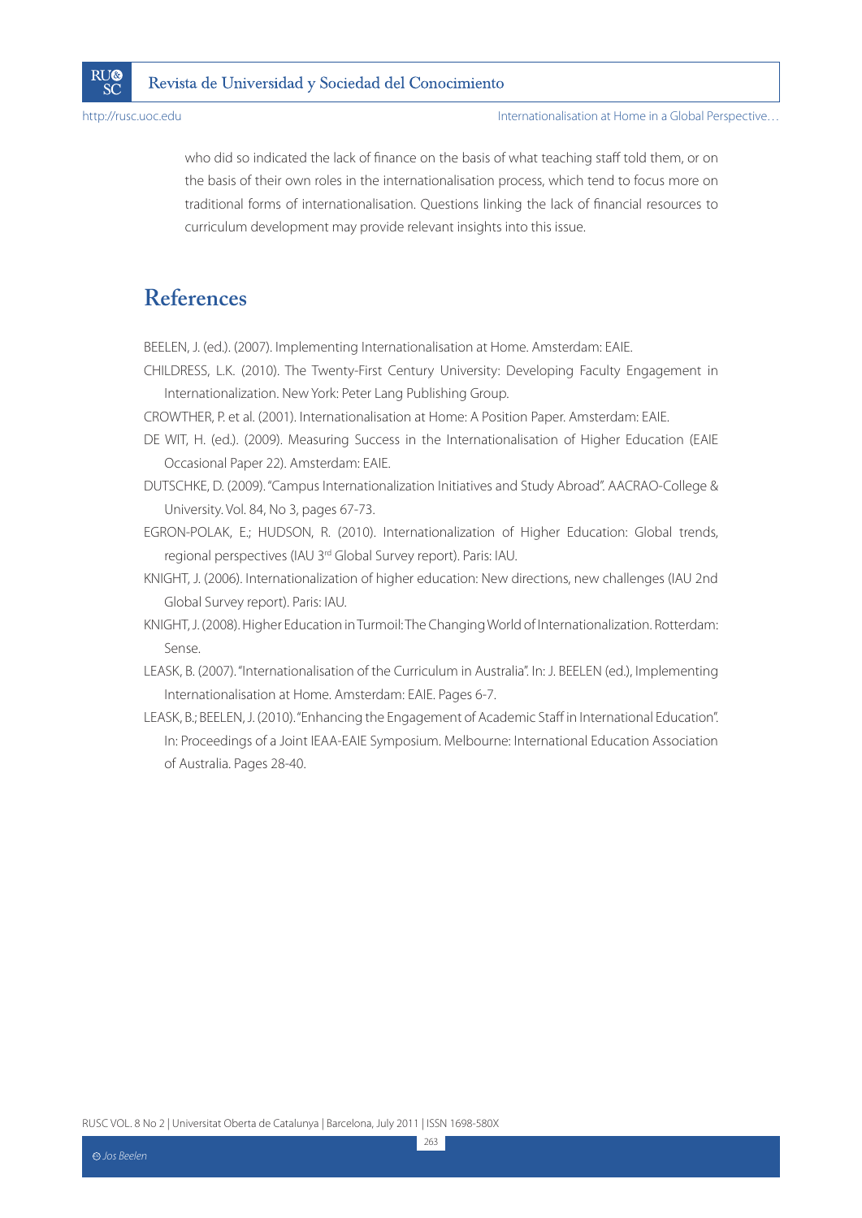who did so indicated the lack of finance on the basis of what teaching staff told them, or on the basis of their own roles in the internationalisation process, which tend to focus more on traditional forms of internationalisation. Questions linking the lack of financial resources to curriculum development may provide relevant insights into this issue.

## References

BEELEN, J. (ed.). (2007). Implementing Internationalisation at Home. Amsterdam: EAIE.

CHILDRESS, L.K. (2010). The Twenty-First Century University: Developing Faculty Engagement in Internationalization. New York: Peter Lang Publishing Group.

CROWTHER, P. et al. (2001). Internationalisation at Home: A Position Paper. Amsterdam: EAIE.

DE WIT, H. (ed.). (2009). Measuring Success in the Internationalisation of Higher Education (EAIE Occasional Paper 22). Amsterdam: EAIE.

DUTSCHKE, D. (2009). "Campus Internationalization Initiatives and Study Abroad". AACRAO-College & University. Vol. 84, No 3, pages 67-73.

EGRON-POLAK, E.; HUDSON, R. (2010). Internationalization of Higher Education: Global trends, regional perspectives (IAU 3rd Global Survey report). Paris: IAU.

KNIGHT, J. (2006). Internationalization of higher education: New directions, new challenges (IAU 2nd Global Survey report). Paris: IAU.

KNIGHT, J. (2008). Higher Education in Turmoil: The Changing World of Internationalization. Rotterdam: Sense.

LEASK, B. (2007). "Internationalisation of the Curriculum in Australia". In: J. BEELEN (ed.), Implementing Internationalisation at Home. Amsterdam: EAIE. Pages 6-7.

LEASK, B.; BEELEN, J. (2010). "Enhancing the Engagement of Academic Staff in International Education". In: Proceedings of a Joint IEAA-EAIE Symposium. Melbourne: International Education Association of Australia. Pages 28-40.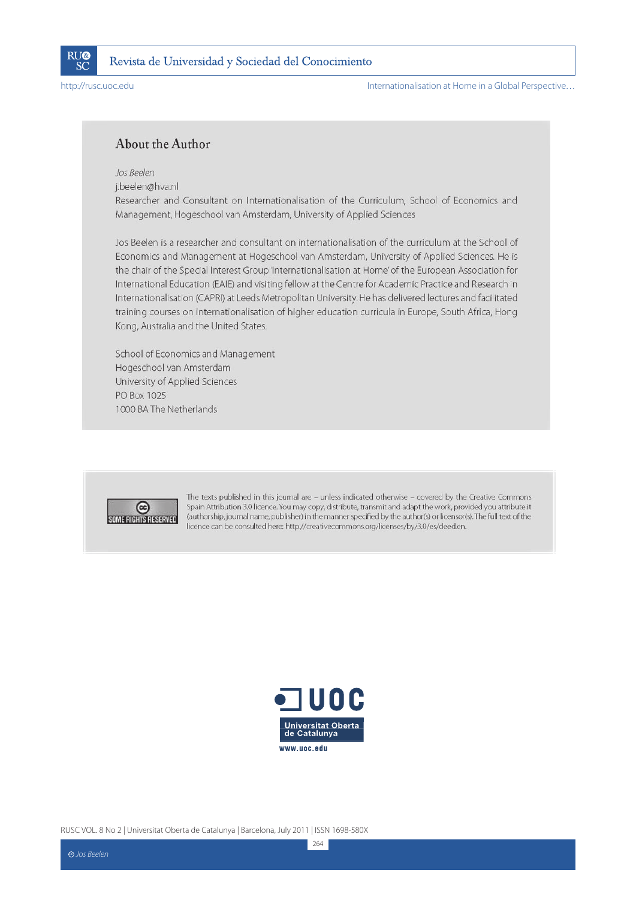## About the Author

*Jos Beelen*
j.beelen@hva.nl
Researcher and Consultant on Internationalisation of the Curriculum, School of Economics and Management, Hogeschool van Amsterdam, University of Applied Sciences

Jos Beelen is a researcher and consultant on internationalisation of the curriculum at the School of Economics and Management at Hogeschool van Amsterdam, University of Applied Sciences. He is the chair of the Special Interest Group 'Internationalisation at Home' of the European Association for International Education (EAIE) and visiting fellow at the Centre for Academic Practice and Research in Internationalisation (CAPRI) at Leeds Metropolitan University. He has delivered lectures and facilitated training courses on internationalisation of higher education curricula in Europe, South Africa, Hong Kong, Australia and the United States.

School of Economics and Management
Hogeschool van Amsterdam
University of Applied Sciences
PO Box 1025
1000 BA The Netherlands

SOME RIGHTS RESERVED

The texts published in this journal are – unless indicated otherwise – covered by the Creative Commons Spain Attribution 3.0 licence. You may copy, distribute, transmit and adapt the work, provided you attribute it (authorship, journal name, publisher) in the manner specified by the author(s) or licensor(s). The full text of the licence can be consulted here: http://creativecommons.org/licenses/by/3.0/es/deed.en.

UOC
Universitat Oberta de Catalunya
www.uoc.edu